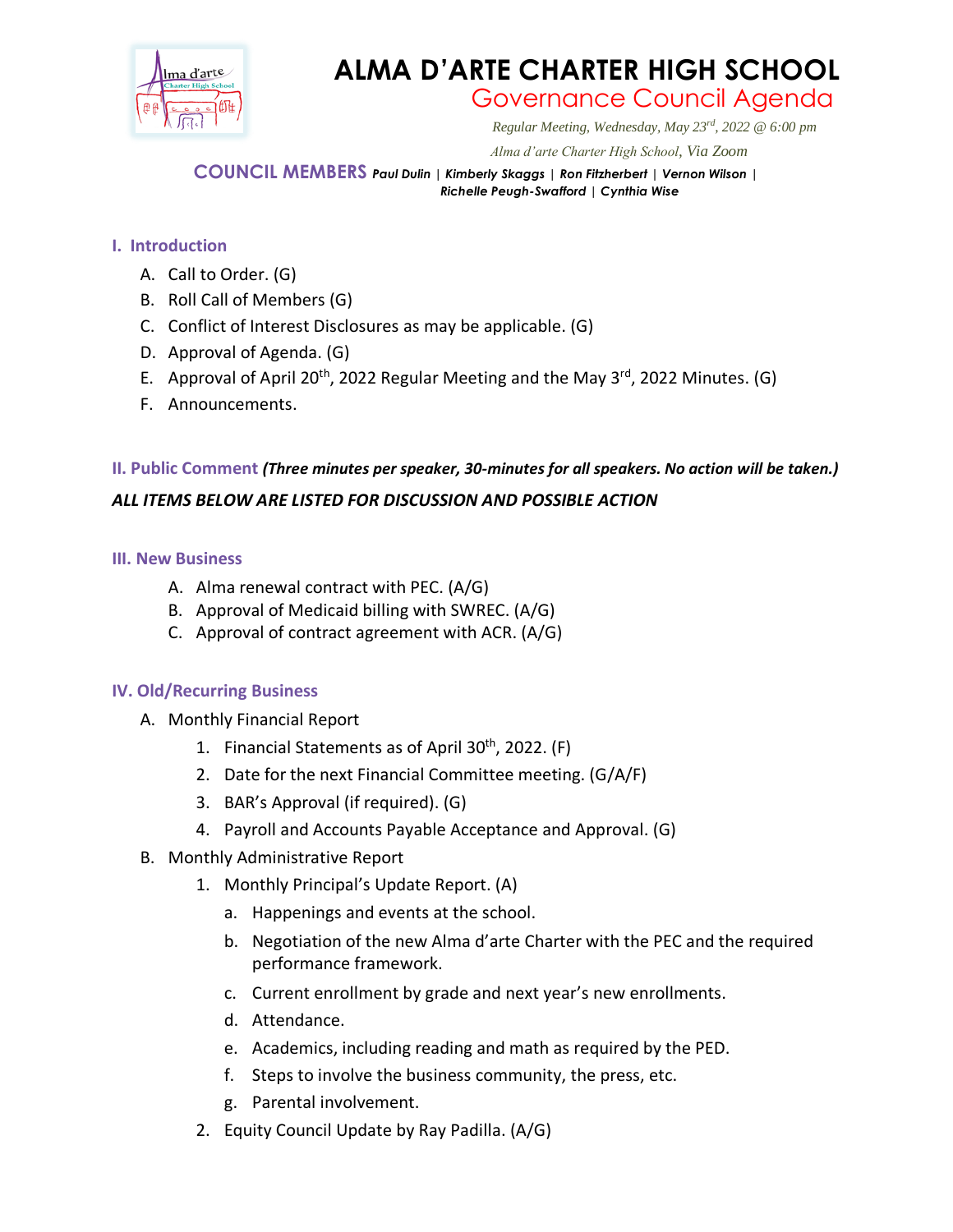# ALMA D'ARTE CHARTER HIGH SCHOOL

## Governance Council Agenda

*Regular Meeting, Wednesday, May 23rd, 2022 @ 6:00 pm*

*Alma d'arte Charter High School, Via Zoom*

**COUNCIL MEMBERS** ***Paul Dulin | Kimberly Skaggs | Ron Fitzherbert | Vernon Wilson | Richelle Peugh-Swafford | Cynthia Wise***

### I. Introduction

A. Call to Order. (G)
B. Roll Call of Members (G)
C. Conflict of Interest Disclosures as may be applicable. (G)
D. Approval of Agenda. (G)
E. Approval of April 20th, 2022 Regular Meeting and the May 3rd, 2022 Minutes. (G)
F. Announcements.

### II. Public Comment *(Three minutes per speaker, 30-minutes for all speakers. No action will be taken.)*

***ALL ITEMS BELOW ARE LISTED FOR DISCUSSION AND POSSIBLE ACTION***

### III. New Business

A. Alma renewal contract with PEC. (A/G)
B. Approval of Medicaid billing with SWREC. (A/G)
C. Approval of contract agreement with ACR. (A/G)

### IV. Old/Recurring Business

A. Monthly Financial Report
   1. Financial Statements as of April 30th, 2022. (F)
   2. Date for the next Financial Committee meeting. (G/A/F)
   3. BAR's Approval (if required). (G)
   4. Payroll and Accounts Payable Acceptance and Approval. (G)

B. Monthly Administrative Report
   1. Monthly Principal's Update Report. (A)
      a. Happenings and events at the school.
      b. Negotiation of the new Alma d'arte Charter with the PEC and the required performance framework.
      c. Current enrollment by grade and next year's new enrollments.
      d. Attendance.
      e. Academics, including reading and math as required by the PED.
      f. Steps to involve the business community, the press, etc.
      g. Parental involvement.
   2. Equity Council Update by Ray Padilla. (A/G)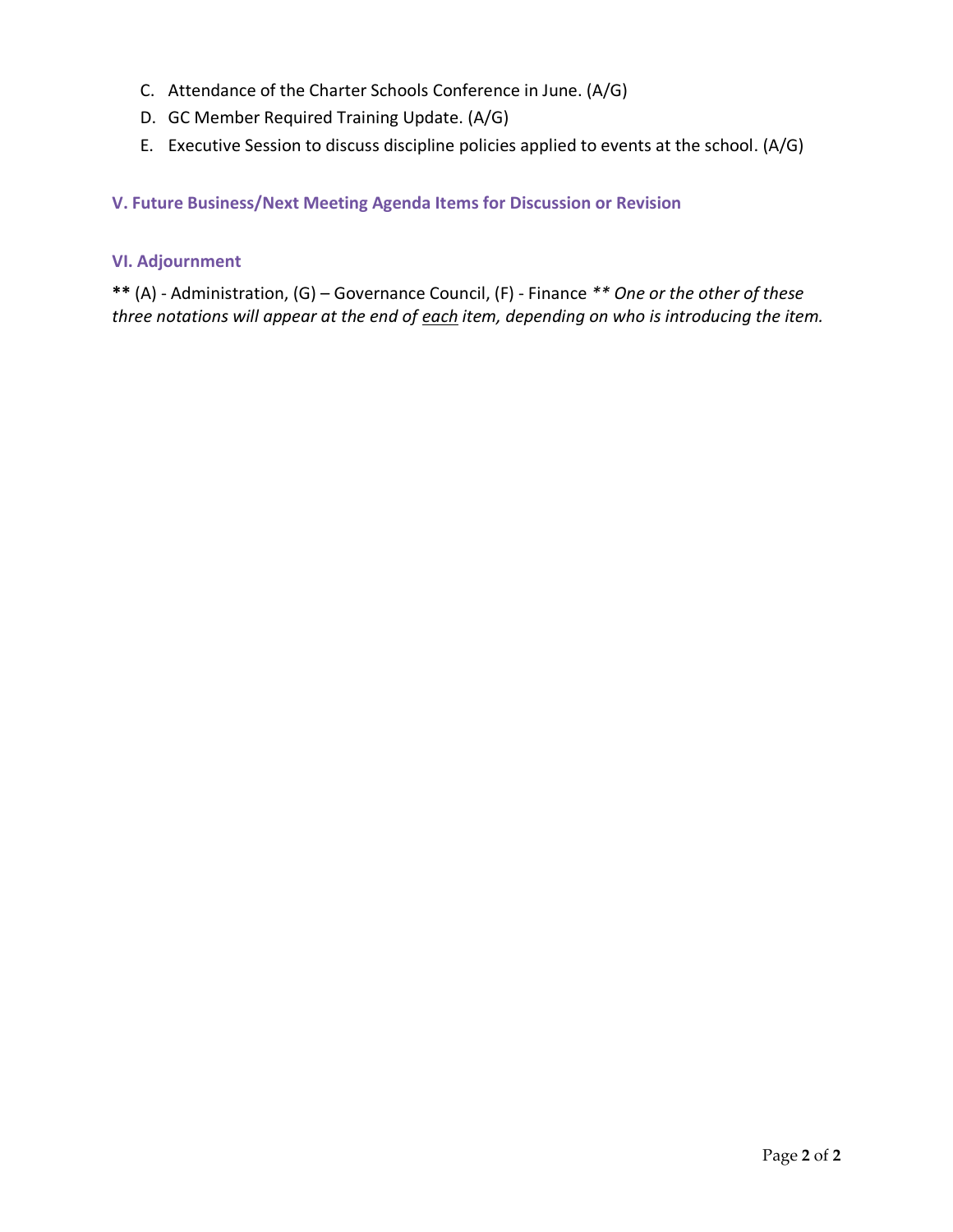C. Attendance of the Charter Schools Conference in June. (A/G)
D. GC Member Required Training Update. (A/G)
E. Executive Session to discuss discipline policies applied to events at the school. (A/G)

### V. Future Business/Next Meeting Agenda Items for Discussion or Revision

### VI. Adjournment

**\*\*** (A) - Administration, (G) – Governance Council, (F) - Finance *\*\* One or the other of these three notations will appear at the end of each item, depending on who is introducing the item.*